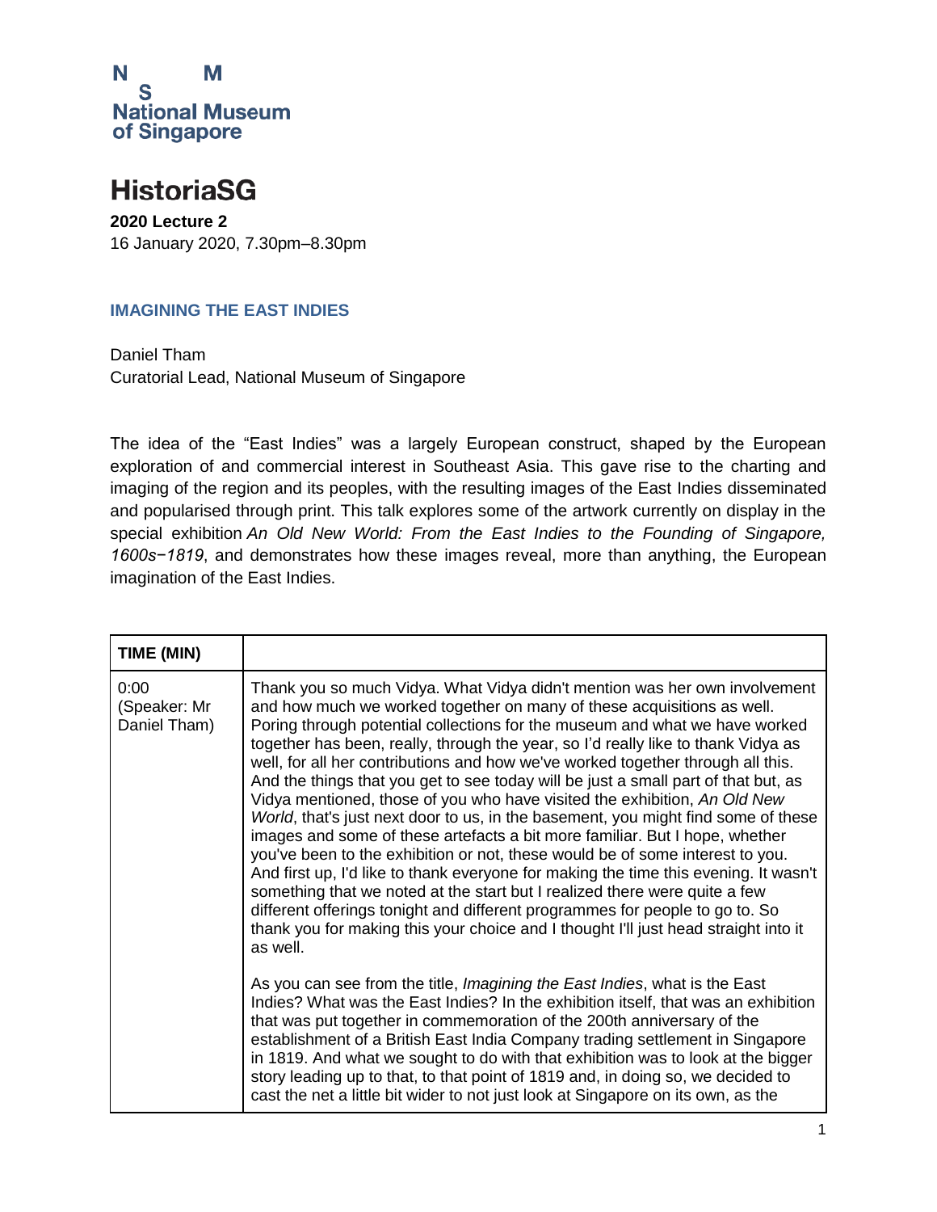N S M
National Museum
of Singapore

# HistoriaSG

**2020 Lecture 2**
16 January 2020, 7.30pm–8.30pm

## IMAGINING THE EAST INDIES

Daniel Tham
Curatorial Lead, National Museum of Singapore

The idea of the "East Indies" was a largely European construct, shaped by the European exploration of and commercial interest in Southeast Asia. This gave rise to the charting and imaging of the region and its peoples, with the resulting images of the East Indies disseminated and popularised through print. This talk explores some of the artwork currently on display in the special exhibition *An Old New World: From the East Indies to the Founding of Singapore, 1600s−1819*, and demonstrates how these images reveal, more than anything, the European imagination of the East Indies.

| TIME (MIN) | |
|---|---|
| 0:00 (Speaker: Mr Daniel Tham) | Thank you so much Vidya. What Vidya didn't mention was her own involvement and how much we worked together on many of these acquisitions as well. Poring through potential collections for the museum and what we have worked together has been, really, through the year, so I'd really like to thank Vidya as well, for all her contributions and how we've worked together through all this. And the things that you get to see today will be just a small part of that but, as Vidya mentioned, those of you who have visited the exhibition, *An Old New World*, that's just next door to us, in the basement, you might find some of these images and some of these artefacts a bit more familiar. But I hope, whether you've been to the exhibition or not, these would be of some interest to you. And first up, I'd like to thank everyone for making the time this evening. It wasn't something that we noted at the start but I realized there were quite a few different offerings tonight and different programmes for people to go to. So thank you for making this your choice and I thought I'll just head straight into it as well.<br><br>As you can see from the title, *Imagining the East Indies*, what is the East Indies? What was the East Indies? In the exhibition itself, that was an exhibition that was put together in commemoration of the 200th anniversary of the establishment of a British East India Company trading settlement in Singapore in 1819. And what we sought to do with that exhibition was to look at the bigger story leading up to that, to that point of 1819 and, in doing so, we decided to cast the net a little bit wider to not just look at Singapore on its own, as the |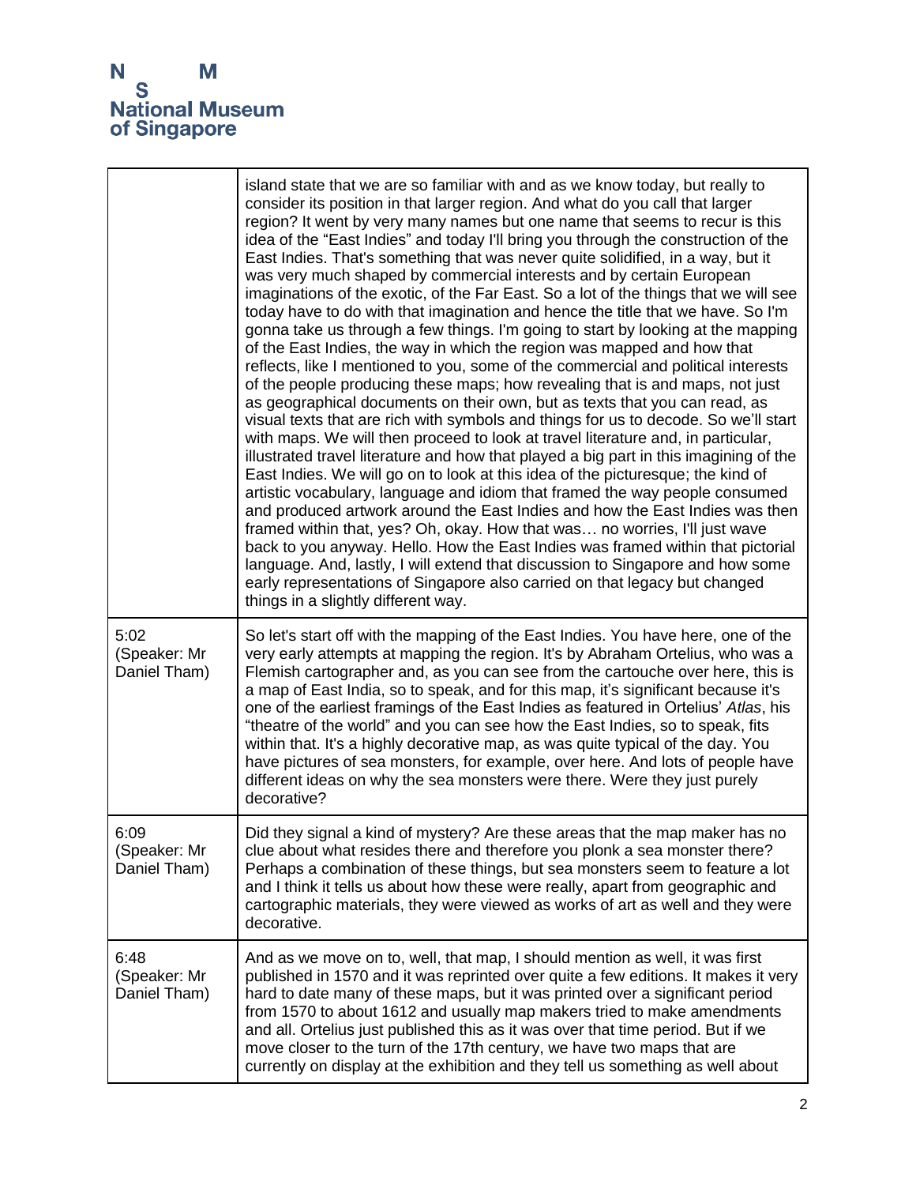| | |
|---|---|
| | island state that we are so familiar with and as we know today, but really to consider its position in that larger region. And what do you call that larger region? It went by very many names but one name that seems to recur is this idea of the "East Indies" and today I'll bring you through the construction of the East Indies. That's something that was never quite solidified, in a way, but it was very much shaped by commercial interests and by certain European imaginations of the exotic, of the Far East. So a lot of the things that we will see today have to do with that imagination and hence the title that we have. So I'm gonna take us through a few things. I'm going to start by looking at the mapping of the East Indies, the way in which the region was mapped and how that reflects, like I mentioned to you, some of the commercial and political interests of the people producing these maps; how revealing that is and maps, not just as geographical documents on their own, but as texts that you can read, as visual texts that are rich with symbols and things for us to decode. So we'll start with maps. We will then proceed to look at travel literature and, in particular, illustrated travel literature and how that played a big part in this imagining of the East Indies. We will go on to look at this idea of the picturesque; the kind of artistic vocabulary, language and idiom that framed the way people consumed and produced artwork around the East Indies and how the East Indies was then framed within that, yes? Oh, okay. How that was… no worries, I'll just wave back to you anyway. Hello. How the East Indies was framed within that pictorial language. And, lastly, I will extend that discussion to Singapore and how some early representations of Singapore also carried on that legacy but changed things in a slightly different way. |
| 5:02 (Speaker: Mr Daniel Tham) | So let's start off with the mapping of the East Indies. You have here, one of the very early attempts at mapping the region. It's by Abraham Ortelius, who was a Flemish cartographer and, as you can see from the cartouche over here, this is a map of East India, so to speak, and for this map, it's significant because it's one of the earliest framings of the East Indies as featured in Ortelius' *Atlas*, his "theatre of the world" and you can see how the East Indies, so to speak, fits within that. It's a highly decorative map, as was quite typical of the day. You have pictures of sea monsters, for example, over here. And lots of people have different ideas on why the sea monsters were there. Were they just purely decorative? |
| 6:09 (Speaker: Mr Daniel Tham) | Did they signal a kind of mystery? Are these areas that the map maker has no clue about what resides there and therefore you plonk a sea monster there? Perhaps a combination of these things, but sea monsters seem to feature a lot and I think it tells us about how these were really, apart from geographic and cartographic materials, they were viewed as works of art as well and they were decorative. |
| 6:48 (Speaker: Mr Daniel Tham) | And as we move on to, well, that map, I should mention as well, it was first published in 1570 and it was reprinted over quite a few editions. It makes it very hard to date many of these maps, but it was printed over a significant period from 1570 to about 1612 and usually map makers tried to make amendments and all. Ortelius just published this as it was over that time period. But if we move closer to the turn of the 17th century, we have two maps that are currently on display at the exhibition and they tell us something as well about |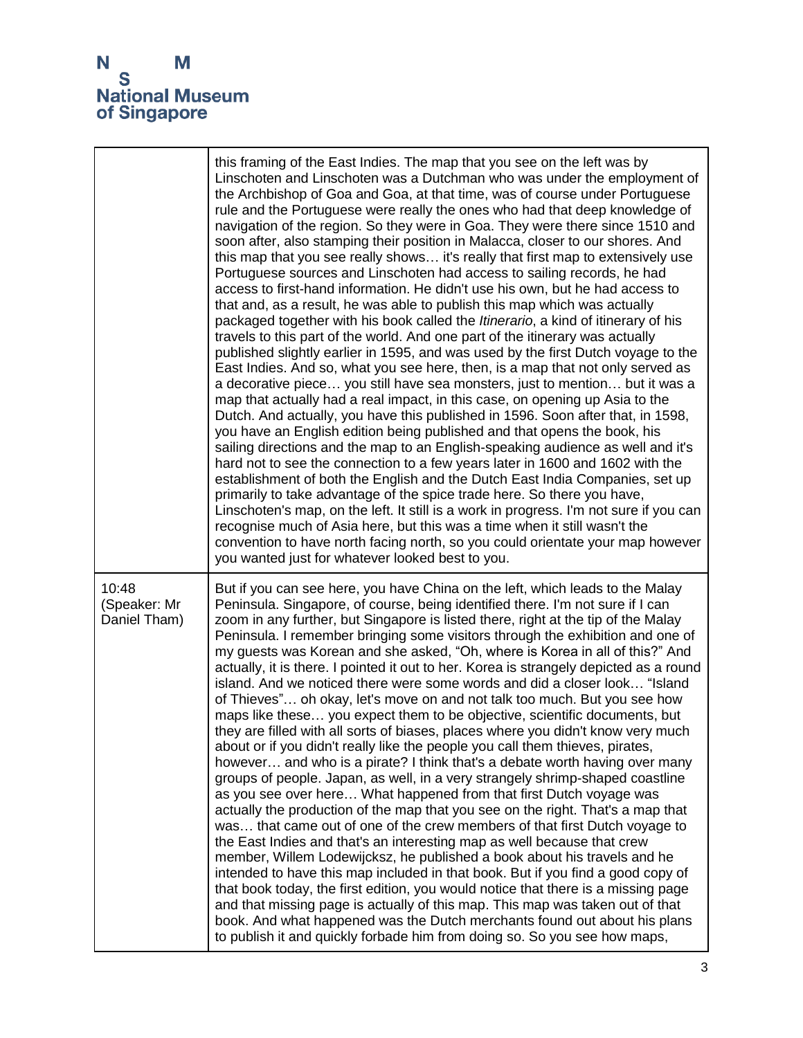| | |
|---|---|
| | this framing of the East Indies. The map that you see on the left was by Linschoten and Linschoten was a Dutchman who was under the employment of the Archbishop of Goa and Goa, at that time, was of course under Portuguese rule and the Portuguese were really the ones who had that deep knowledge of navigation of the region. So they were in Goa. They were there since 1510 and soon after, also stamping their position in Malacca, closer to our shores. And this map that you see really shows… it's really that first map to extensively use Portuguese sources and Linschoten had access to sailing records, he had access to first-hand information. He didn't use his own, but he had access to that and, as a result, he was able to publish this map which was actually packaged together with his book called the *Itinerario*, a kind of itinerary of his travels to this part of the world. And one part of the itinerary was actually published slightly earlier in 1595, and was used by the first Dutch voyage to the East Indies. And so, what you see here, then, is a map that not only served as a decorative piece… you still have sea monsters, just to mention… but it was a map that actually had a real impact, in this case, on opening up Asia to the Dutch. And actually, you have this published in 1596. Soon after that, in 1598, you have an English edition being published and that opens the book, his sailing directions and the map to an English-speaking audience as well and it's hard not to see the connection to a few years later in 1600 and 1602 with the establishment of both the English and the Dutch East India Companies, set up primarily to take advantage of the spice trade here. So there you have, Linschoten's map, on the left. It still is a work in progress. I'm not sure if you can recognise much of Asia here, but this was a time when it still wasn't the convention to have north facing north, so you could orientate your map however you wanted just for whatever looked best to you. |
| 10:48 (Speaker: Mr Daniel Tham) | But if you can see here, you have China on the left, which leads to the Malay Peninsula. Singapore, of course, being identified there. I'm not sure if I can zoom in any further, but Singapore is listed there, right at the tip of the Malay Peninsula. I remember bringing some visitors through the exhibition and one of my guests was Korean and she asked, "Oh, where is Korea in all of this?" And actually, it is there. I pointed it out to her. Korea is strangely depicted as a round island. And we noticed there were some words and did a closer look… "Island of Thieves"… oh okay, let's move on and not talk too much. But you see how maps like these… you expect them to be objective, scientific documents, but they are filled with all sorts of biases, places where you didn't know very much about or if you didn't really like the people you call them thieves, pirates, however… and who is a pirate? I think that's a debate worth having over many groups of people. Japan, as well, in a very strangely shrimp-shaped coastline as you see over here… What happened from that first Dutch voyage was actually the production of the map that you see on the right. That's a map that was… that came out of one of the crew members of that first Dutch voyage to the East Indies and that's an interesting map as well because that crew member, Willem Lodewijcksz, he published a book about his travels and he intended to have this map included in that book. But if you find a good copy of that book today, the first edition, you would notice that there is a missing page and that missing page is actually of this map. This map was taken out of that book. And what happened was the Dutch merchants found out about his plans to publish it and quickly forbade him from doing so. So you see how maps, |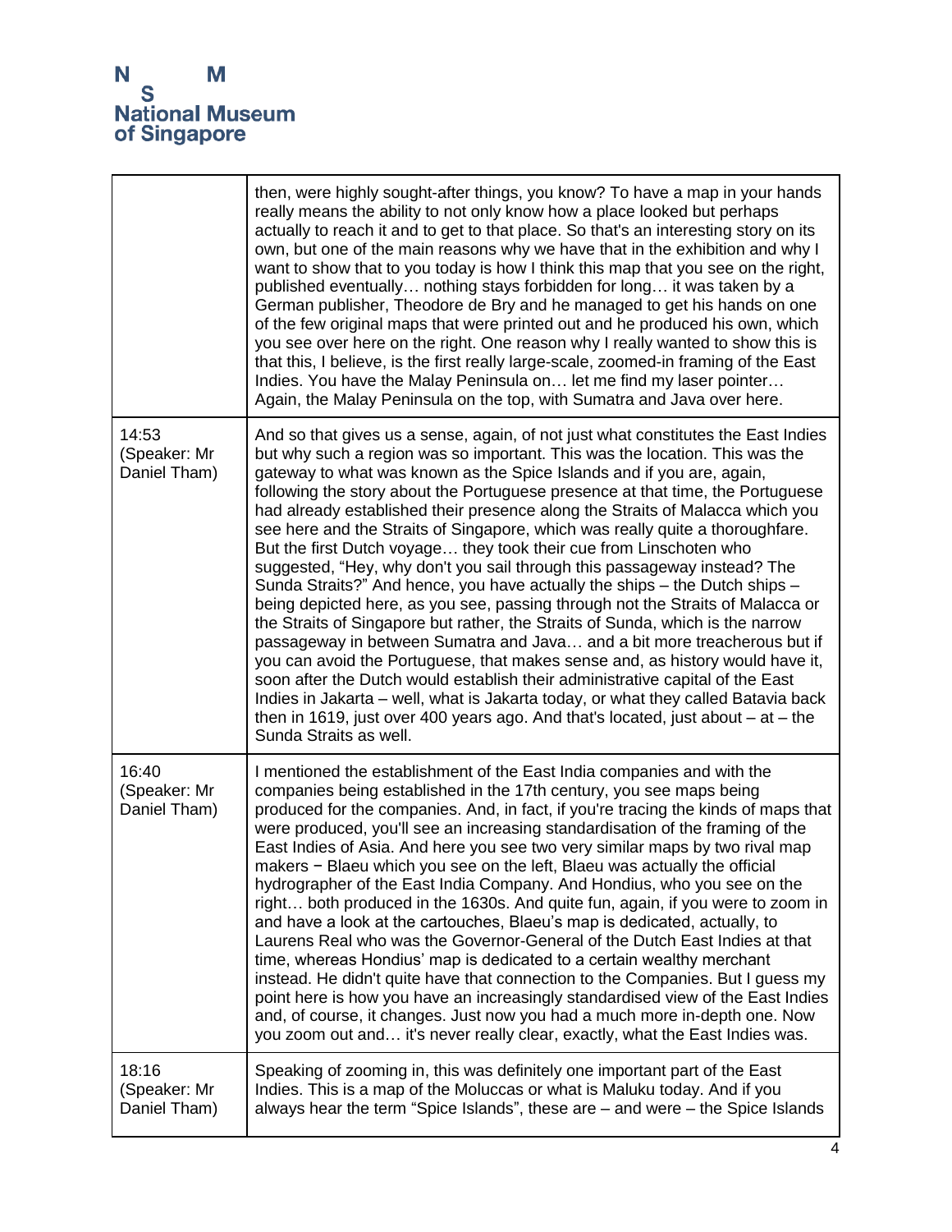| | |
|---|---|
| | then, were highly sought-after things, you know? To have a map in your hands really means the ability to not only know how a place looked but perhaps actually to reach it and to get to that place. So that's an interesting story on its own, but one of the main reasons why we have that in the exhibition and why I want to show that to you today is how I think this map that you see on the right, published eventually… nothing stays forbidden for long… it was taken by a German publisher, Theodore de Bry and he managed to get his hands on one of the few original maps that were printed out and he produced his own, which you see over here on the right. One reason why I really wanted to show this is that this, I believe, is the first really large-scale, zoomed-in framing of the East Indies. You have the Malay Peninsula on… let me find my laser pointer… Again, the Malay Peninsula on the top, with Sumatra and Java over here. |
| 14:53 (Speaker: Mr Daniel Tham) | And so that gives us a sense, again, of not just what constitutes the East Indies but why such a region was so important. This was the location. This was the gateway to what was known as the Spice Islands and if you are, again, following the story about the Portuguese presence at that time, the Portuguese had already established their presence along the Straits of Malacca which you see here and the Straits of Singapore, which was really quite a thoroughfare. But the first Dutch voyage… they took their cue from Linschoten who suggested, "Hey, why don't you sail through this passageway instead? The Sunda Straits?" And hence, you have actually the ships – the Dutch ships – being depicted here, as you see, passing through not the Straits of Malacca or the Straits of Singapore but rather, the Straits of Sunda, which is the narrow passageway in between Sumatra and Java… and a bit more treacherous but if you can avoid the Portuguese, that makes sense and, as history would have it, soon after the Dutch would establish their administrative capital of the East Indies in Jakarta – well, what is Jakarta today, or what they called Batavia back then in 1619, just over 400 years ago. And that's located, just about – at – the Sunda Straits as well. |
| 16:40 (Speaker: Mr Daniel Tham) | I mentioned the establishment of the East India companies and with the companies being established in the 17th century, you see maps being produced for the companies. And, in fact, if you're tracing the kinds of maps that were produced, you'll see an increasing standardisation of the framing of the East Indies of Asia. And here you see two very similar maps by two rival map makers − Blaeu which you see on the left, Blaeu was actually the official hydrographer of the East India Company. And Hondius, who you see on the right… both produced in the 1630s. And quite fun, again, if you were to zoom in and have a look at the cartouches, Blaeu's map is dedicated, actually, to Laurens Real who was the Governor-General of the Dutch East Indies at that time, whereas Hondius' map is dedicated to a certain wealthy merchant instead. He didn't quite have that connection to the Companies. But I guess my point here is how you have an increasingly standardised view of the East Indies and, of course, it changes. Just now you had a much more in-depth one. Now you zoom out and… it's never really clear, exactly, what the East Indies was. |
| 18:16 (Speaker: Mr Daniel Tham) | Speaking of zooming in, this was definitely one important part of the East Indies. This is a map of the Moluccas or what is Maluku today. And if you always hear the term "Spice Islands", these are – and were – the Spice Islands |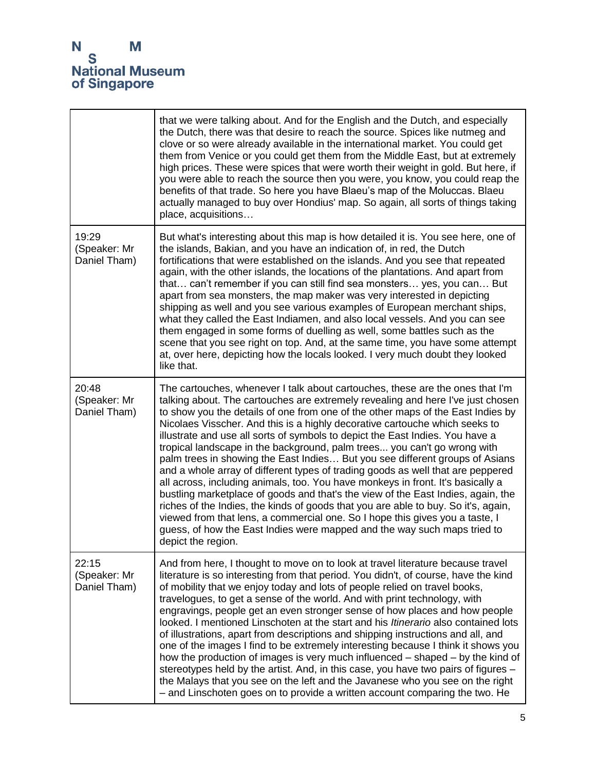| | |
|---|---|
| | that we were talking about. And for the English and the Dutch, and especially the Dutch, there was that desire to reach the source. Spices like nutmeg and clove or so were already available in the international market. You could get them from Venice or you could get them from the Middle East, but at extremely high prices. These were spices that were worth their weight in gold. But here, if you were able to reach the source then you were, you know, you could reap the benefits of that trade. So here you have Blaeu's map of the Moluccas. Blaeu actually managed to buy over Hondius' map. So again, all sorts of things taking place, acquisitions… |
| 19:29 (Speaker: Mr Daniel Tham) | But what's interesting about this map is how detailed it is. You see here, one of the islands, Bakian, and you have an indication of, in red, the Dutch fortifications that were established on the islands. And you see that repeated again, with the other islands, the locations of the plantations. And apart from that… can't remember if you can still find sea monsters… yes, you can… But apart from sea monsters, the map maker was very interested in depicting shipping as well and you see various examples of European merchant ships, what they called the East Indiamen, and also local vessels. And you can see them engaged in some forms of duelling as well, some battles such as the scene that you see right on top. And, at the same time, you have some attempt at, over here, depicting how the locals looked. I very much doubt they looked like that. |
| 20:48 (Speaker: Mr Daniel Tham) | The cartouches, whenever I talk about cartouches, these are the ones that I'm talking about. The cartouches are extremely revealing and here I've just chosen to show you the details of one from one of the other maps of the East Indies by Nicolaes Visscher. And this is a highly decorative cartouche which seeks to illustrate and use all sorts of symbols to depict the East Indies. You have a tropical landscape in the background, palm trees... you can't go wrong with palm trees in showing the East Indies… But you see different groups of Asians and a whole array of different types of trading goods as well that are peppered all across, including animals, too. You have monkeys in front. It's basically a bustling marketplace of goods and that's the view of the East Indies, again, the riches of the Indies, the kinds of goods that you are able to buy. So it's, again, viewed from that lens, a commercial one. So I hope this gives you a taste, I guess, of how the East Indies were mapped and the way such maps tried to depict the region. |
| 22:15 (Speaker: Mr Daniel Tham) | And from here, I thought to move on to look at travel literature because travel literature is so interesting from that period. You didn't, of course, have the kind of mobility that we enjoy today and lots of people relied on travel books, travelogues, to get a sense of the world. And with print technology, with engravings, people get an even stronger sense of how places and how people looked. I mentioned Linschoten at the start and his *Itinerario* also contained lots of illustrations, apart from descriptions and shipping instructions and all, and one of the images I find to be extremely interesting because I think it shows you how the production of images is very much influenced – shaped – by the kind of stereotypes held by the artist. And, in this case, you have two pairs of figures – the Malays that you see on the left and the Javanese who you see on the right – and Linschoten goes on to provide a written account comparing the two. He |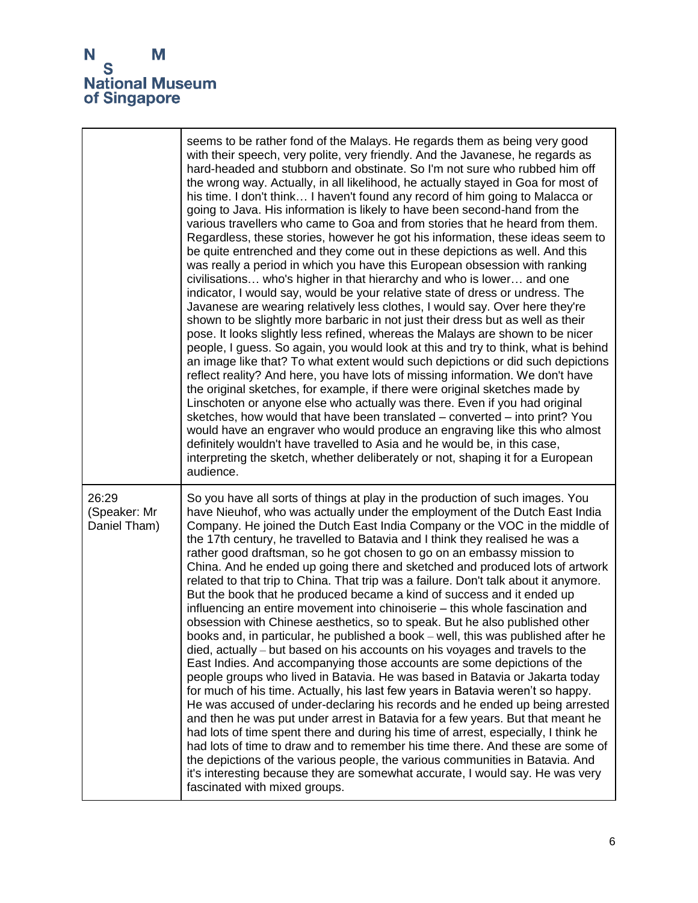| | |
|---|---|
| | seems to be rather fond of the Malays. He regards them as being very good with their speech, very polite, very friendly. And the Javanese, he regards as hard-headed and stubborn and obstinate. So I'm not sure who rubbed him off the wrong way. Actually, in all likelihood, he actually stayed in Goa for most of his time. I don't think… I haven't found any record of him going to Malacca or going to Java. His information is likely to have been second-hand from the various travellers who came to Goa and from stories that he heard from them. Regardless, these stories, however he got his information, these ideas seem to be quite entrenched and they come out in these depictions as well. And this was really a period in which you have this European obsession with ranking civilisations… who's higher in that hierarchy and who is lower… and one indicator, I would say, would be your relative state of dress or undress. The Javanese are wearing relatively less clothes, I would say. Over here they're shown to be slightly more barbaric in not just their dress but as well as their pose. It looks slightly less refined, whereas the Malays are shown to be nicer people, I guess. So again, you would look at this and try to think, what is behind an image like that? To what extent would such depictions or did such depictions reflect reality? And here, you have lots of missing information. We don't have the original sketches, for example, if there were original sketches made by Linschoten or anyone else who actually was there. Even if you had original sketches, how would that have been translated – converted – into print? You would have an engraver who would produce an engraving like this who almost definitely wouldn't have travelled to Asia and he would be, in this case, interpreting the sketch, whether deliberately or not, shaping it for a European audience. |
| 26:29 (Speaker: Mr Daniel Tham) | So you have all sorts of things at play in the production of such images. You have Nieuhof, who was actually under the employment of the Dutch East India Company. He joined the Dutch East India Company or the VOC in the middle of the 17th century, he travelled to Batavia and I think they realised he was a rather good draftsman, so he got chosen to go on an embassy mission to China. And he ended up going there and sketched and produced lots of artwork related to that trip to China. That trip was a failure. Don't talk about it anymore. But the book that he produced became a kind of success and it ended up influencing an entire movement into chinoiserie – this whole fascination and obsession with Chinese aesthetics, so to speak. But he also published other books and, in particular, he published a book – well, this was published after he died, actually – but based on his accounts on his voyages and travels to the East Indies. And accompanying those accounts are some depictions of the people groups who lived in Batavia. He was based in Batavia or Jakarta today for much of his time. Actually, his last few years in Batavia weren't so happy. He was accused of under-declaring his records and he ended up being arrested and then he was put under arrest in Batavia for a few years. But that meant he had lots of time spent there and during his time of arrest, especially, I think he had lots of time to draw and to remember his time there. And these are some of the depictions of the various people, the various communities in Batavia. And it's interesting because they are somewhat accurate, I would say. He was very fascinated with mixed groups. |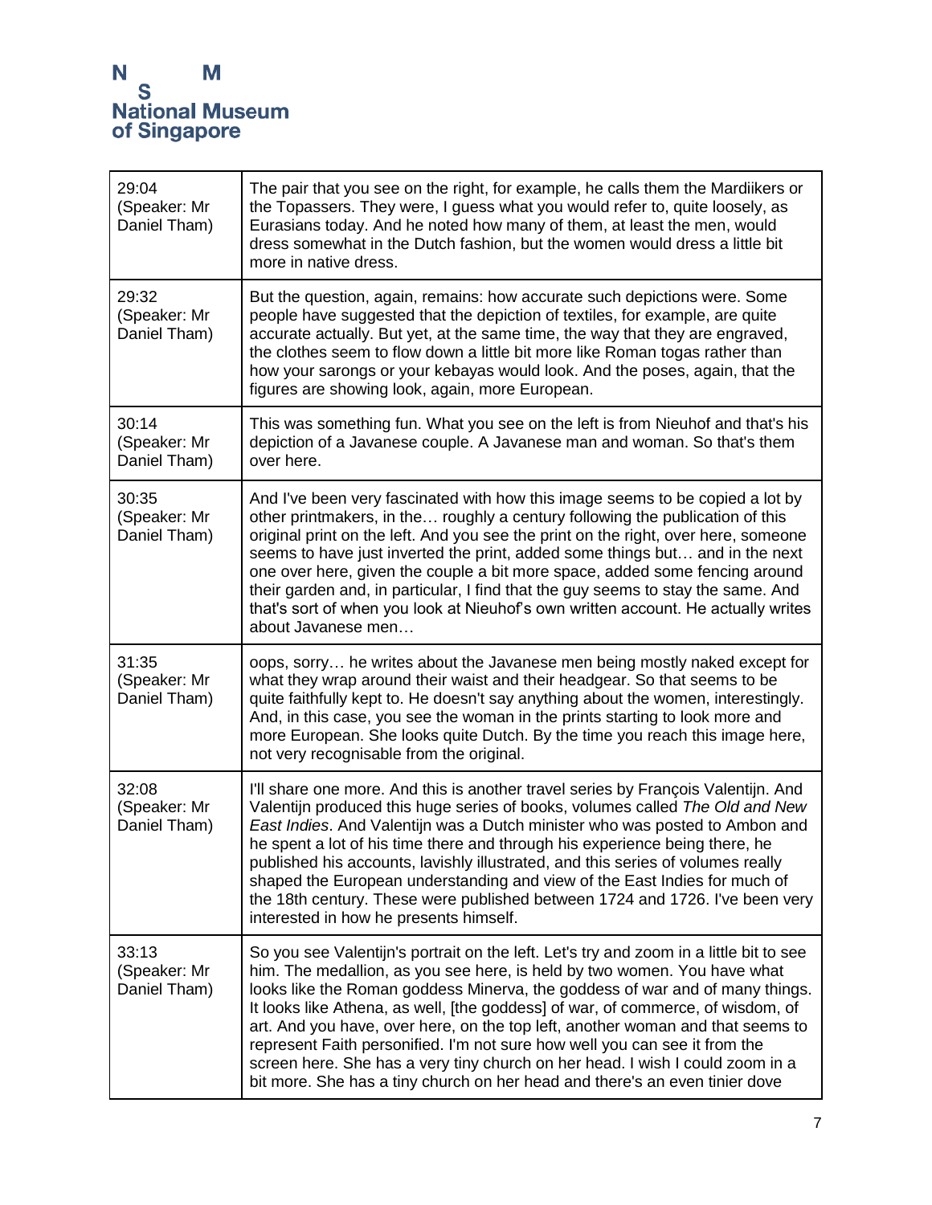| | |
|---|---|
| 29:04 (Speaker: Mr Daniel Tham) | The pair that you see on the right, for example, he calls them the Mardiikers or the Topassers. They were, I guess what you would refer to, quite loosely, as Eurasians today. And he noted how many of them, at least the men, would dress somewhat in the Dutch fashion, but the women would dress a little bit more in native dress. |
| 29:32 (Speaker: Mr Daniel Tham) | But the question, again, remains: how accurate such depictions were. Some people have suggested that the depiction of textiles, for example, are quite accurate actually. But yet, at the same time, the way that they are engraved, the clothes seem to flow down a little bit more like Roman togas rather than how your sarongs or your kebayas would look. And the poses, again, that the figures are showing look, again, more European. |
| 30:14 (Speaker: Mr Daniel Tham) | This was something fun. What you see on the left is from Nieuhof and that's his depiction of a Javanese couple. A Javanese man and woman. So that's them over here. |
| 30:35 (Speaker: Mr Daniel Tham) | And I've been very fascinated with how this image seems to be copied a lot by other printmakers, in the… roughly a century following the publication of this original print on the left. And you see the print on the right, over here, someone seems to have just inverted the print, added some things but… and in the next one over here, given the couple a bit more space, added some fencing around their garden and, in particular, I find that the guy seems to stay the same. And that's sort of when you look at Nieuhof's own written account. He actually writes about Javanese men… |
| 31:35 (Speaker: Mr Daniel Tham) | oops, sorry… he writes about the Javanese men being mostly naked except for what they wrap around their waist and their headgear. So that seems to be quite faithfully kept to. He doesn't say anything about the women, interestingly. And, in this case, you see the woman in the prints starting to look more and more European. She looks quite Dutch. By the time you reach this image here, not very recognisable from the original. |
| 32:08 (Speaker: Mr Daniel Tham) | I'll share one more. And this is another travel series by François Valentijn. And Valentijn produced this huge series of books, volumes called *The Old and New East Indies*. And Valentijn was a Dutch minister who was posted to Ambon and he spent a lot of his time there and through his experience being there, he published his accounts, lavishly illustrated, and this series of volumes really shaped the European understanding and view of the East Indies for much of the 18th century. These were published between 1724 and 1726. I've been very interested in how he presents himself. |
| 33:13 (Speaker: Mr Daniel Tham) | So you see Valentijn's portrait on the left. Let's try and zoom in a little bit to see him. The medallion, as you see here, is held by two women. You have what looks like the Roman goddess Minerva, the goddess of war and of many things. It looks like Athena, as well, [the goddess] of war, of commerce, of wisdom, of art. And you have, over here, on the top left, another woman and that seems to represent Faith personified. I'm not sure how well you can see it from the screen here. She has a very tiny church on her head. I wish I could zoom in a bit more. She has a tiny church on her head and there's an even tinier dove |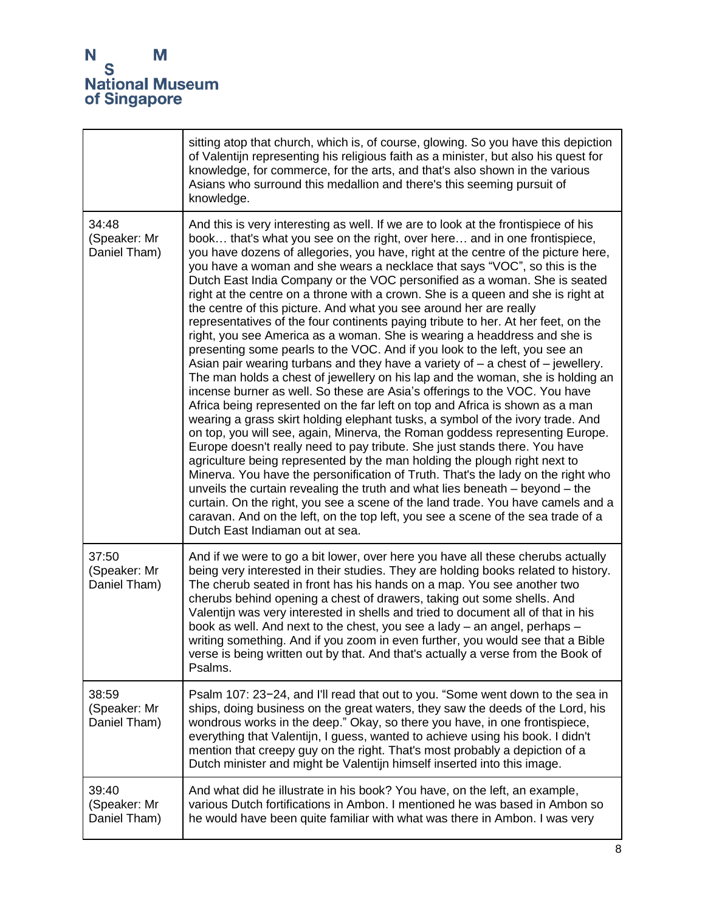| | |
|---|---|
| | sitting atop that church, which is, of course, glowing. So you have this depiction of Valentijn representing his religious faith as a minister, but also his quest for knowledge, for commerce, for the arts, and that's also shown in the various Asians who surround this medallion and there's this seeming pursuit of knowledge. |
| 34:48 (Speaker: Mr Daniel Tham) | And this is very interesting as well. If we are to look at the frontispiece of his book… that's what you see on the right, over here… and in one frontispiece, you have dozens of allegories, you have, right at the centre of the picture here, you have a woman and she wears a necklace that says "VOC", so this is the Dutch East India Company or the VOC personified as a woman. She is seated right at the centre on a throne with a crown. She is a queen and she is right at the centre of this picture. And what you see around her are really representatives of the four continents paying tribute to her. At her feet, on the right, you see America as a woman. She is wearing a headdress and she is presenting some pearls to the VOC. And if you look to the left, you see an Asian pair wearing turbans and they have a variety of – a chest of – jewellery. The man holds a chest of jewellery on his lap and the woman, she is holding an incense burner as well. So these are Asia's offerings to the VOC. You have Africa being represented on the far left on top and Africa is shown as a man wearing a grass skirt holding elephant tusks, a symbol of the ivory trade. And on top, you will see, again, Minerva, the Roman goddess representing Europe. Europe doesn't really need to pay tribute. She just stands there. You have agriculture being represented by the man holding the plough right next to Minerva. You have the personification of Truth. That's the lady on the right who unveils the curtain revealing the truth and what lies beneath – beyond – the curtain. On the right, you see a scene of the land trade. You have camels and a caravan. And on the left, on the top left, you see a scene of the sea trade of a Dutch East Indiaman out at sea. |
| 37:50 (Speaker: Mr Daniel Tham) | And if we were to go a bit lower, over here you have all these cherubs actually being very interested in their studies. They are holding books related to history. The cherub seated in front has his hands on a map. You see another two cherubs behind opening a chest of drawers, taking out some shells. And Valentijn was very interested in shells and tried to document all of that in his book as well. And next to the chest, you see a lady – an angel, perhaps – writing something. And if you zoom in even further, you would see that a Bible verse is being written out by that. And that's actually a verse from the Book of Psalms. |
| 38:59 (Speaker: Mr Daniel Tham) | Psalm 107: 23−24, and I'll read that out to you. "Some went down to the sea in ships, doing business on the great waters, they saw the deeds of the Lord, his wondrous works in the deep." Okay, so there you have, in one frontispiece, everything that Valentijn, I guess, wanted to achieve using his book. I didn't mention that creepy guy on the right. That's most probably a depiction of a Dutch minister and might be Valentijn himself inserted into this image. |
| 39:40 (Speaker: Mr Daniel Tham) | And what did he illustrate in his book? You have, on the left, an example, various Dutch fortifications in Ambon. I mentioned he was based in Ambon so he would have been quite familiar with what was there in Ambon. I was very |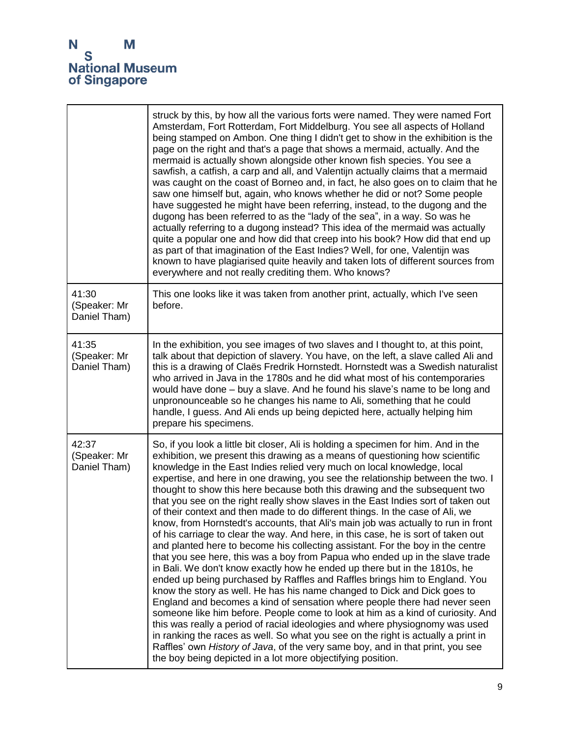| | |
|---|---|
| | struck by this, by how all the various forts were named. They were named Fort Amsterdam, Fort Rotterdam, Fort Middelburg. You see all aspects of Holland being stamped on Ambon. One thing I didn't get to show in the exhibition is the page on the right and that's a page that shows a mermaid, actually. And the mermaid is actually shown alongside other known fish species. You see a sawfish, a catfish, a carp and all, and Valentijn actually claims that a mermaid was caught on the coast of Borneo and, in fact, he also goes on to claim that he saw one himself but, again, who knows whether he did or not? Some people have suggested he might have been referring, instead, to the dugong and the dugong has been referred to as the "lady of the sea", in a way. So was he actually referring to a dugong instead? This idea of the mermaid was actually quite a popular one and how did that creep into his book? How did that end up as part of that imagination of the East Indies? Well, for one, Valentijn was known to have plagiarised quite heavily and taken lots of different sources from everywhere and not really crediting them. Who knows? |
| 41:30 (Speaker: Mr Daniel Tham) | This one looks like it was taken from another print, actually, which I've seen before. |
| 41:35 (Speaker: Mr Daniel Tham) | In the exhibition, you see images of two slaves and I thought to, at this point, talk about that depiction of slavery. You have, on the left, a slave called Ali and this is a drawing of Claës Fredrik Hornstedt. Hornstedt was a Swedish naturalist who arrived in Java in the 1780s and he did what most of his contemporaries would have done – buy a slave. And he found his slave's name to be long and unpronounceable so he changes his name to Ali, something that he could handle, I guess. And Ali ends up being depicted here, actually helping him prepare his specimens. |
| 42:37 (Speaker: Mr Daniel Tham) | So, if you look a little bit closer, Ali is holding a specimen for him. And in the exhibition, we present this drawing as a means of questioning how scientific knowledge in the East Indies relied very much on local knowledge, local expertise, and here in one drawing, you see the relationship between the two. I thought to show this here because both this drawing and the subsequent two that you see on the right really show slaves in the East Indies sort of taken out of their context and then made to do different things. In the case of Ali, we know, from Hornstedt's accounts, that Ali's main job was actually to run in front of his carriage to clear the way. And here, in this case, he is sort of taken out and planted here to become his collecting assistant. For the boy in the centre that you see here, this was a boy from Papua who ended up in the slave trade in Bali. We don't know exactly how he ended up there but in the 1810s, he ended up being purchased by Raffles and Raffles brings him to England. You know the story as well. He has his name changed to Dick and Dick goes to England and becomes a kind of sensation where people there had never seen someone like him before. People come to look at him as a kind of curiosity. And this was really a period of racial ideologies and where physiognomy was used in ranking the races as well. So what you see on the right is actually a print in Raffles' own *History of Java*, of the very same boy, and in that print, you see the boy being depicted in a lot more objectifying position. |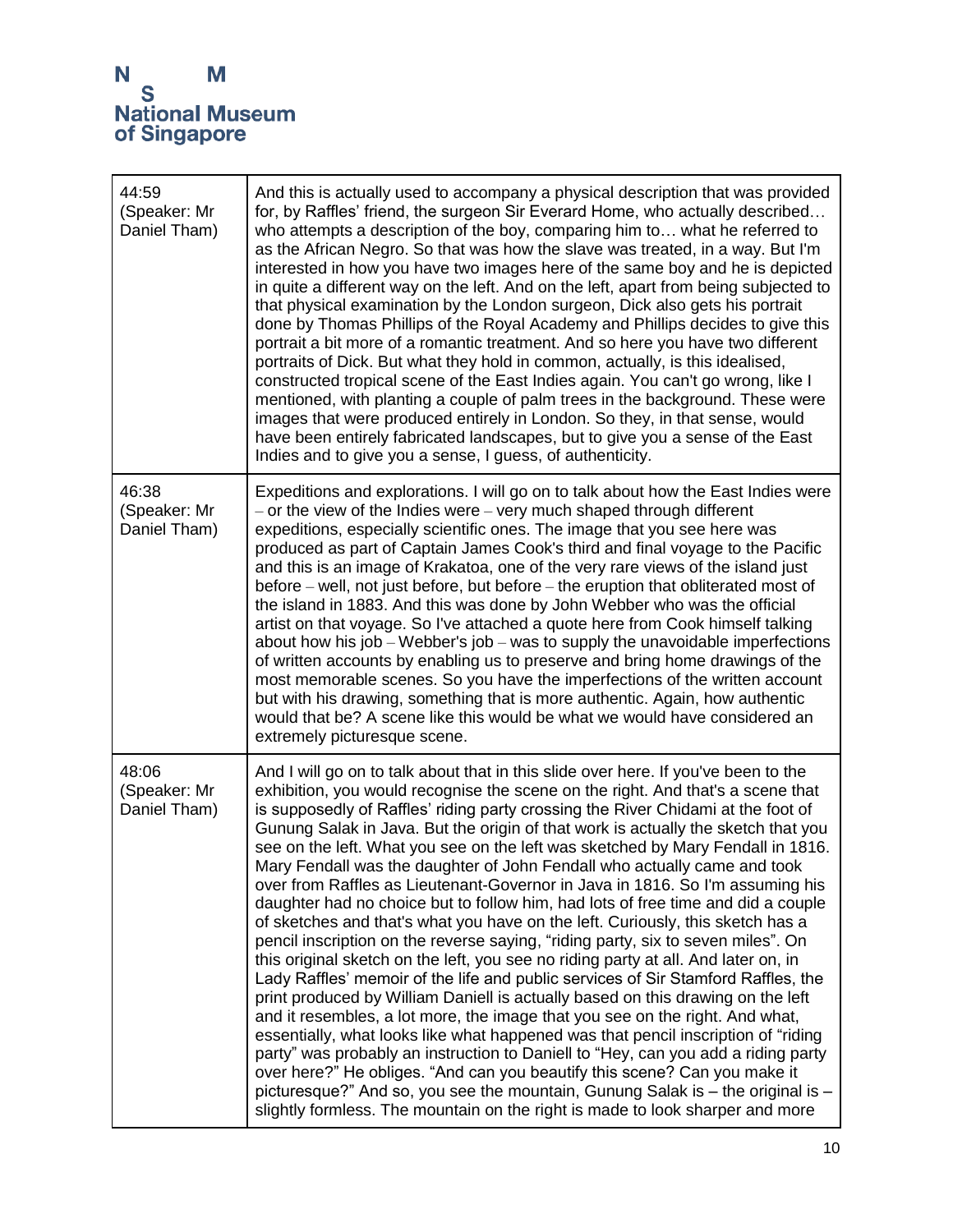| | |
|---|---|
| 44:59 (Speaker: Mr Daniel Tham) | And this is actually used to accompany a physical description that was provided for, by Raffles' friend, the surgeon Sir Everard Home, who actually described… who attempts a description of the boy, comparing him to… what he referred to as the African Negro. So that was how the slave was treated, in a way. But I'm interested in how you have two images here of the same boy and he is depicted in quite a different way on the left. And on the left, apart from being subjected to that physical examination by the London surgeon, Dick also gets his portrait done by Thomas Phillips of the Royal Academy and Phillips decides to give this portrait a bit more of a romantic treatment. And so here you have two different portraits of Dick. But what they hold in common, actually, is this idealised, constructed tropical scene of the East Indies again. You can't go wrong, like I mentioned, with planting a couple of palm trees in the background. These were images that were produced entirely in London. So they, in that sense, would have been entirely fabricated landscapes, but to give you a sense of the East Indies and to give you a sense, I guess, of authenticity. |
| 46:38 (Speaker: Mr Daniel Tham) | Expeditions and explorations. I will go on to talk about how the East Indies were – or the view of the Indies were – very much shaped through different expeditions, especially scientific ones. The image that you see here was produced as part of Captain James Cook's third and final voyage to the Pacific and this is an image of Krakatoa, one of the very rare views of the island just before – well, not just before, but before – the eruption that obliterated most of the island in 1883. And this was done by John Webber who was the official artist on that voyage. So I've attached a quote here from Cook himself talking about how his job – Webber's job – was to supply the unavoidable imperfections of written accounts by enabling us to preserve and bring home drawings of the most memorable scenes. So you have the imperfections of the written account but with his drawing, something that is more authentic. Again, how authentic would that be? A scene like this would be what we would have considered an extremely picturesque scene. |
| 48:06 (Speaker: Mr Daniel Tham) | And I will go on to talk about that in this slide over here. If you've been to the exhibition, you would recognise the scene on the right. And that's a scene that is supposedly of Raffles' riding party crossing the River Chidami at the foot of Gunung Salak in Java. But the origin of that work is actually the sketch that you see on the left. What you see on the left was sketched by Mary Fendall in 1816. Mary Fendall was the daughter of John Fendall who actually came and took over from Raffles as Lieutenant-Governor in Java in 1816. So I'm assuming his daughter had no choice but to follow him, had lots of free time and did a couple of sketches and that's what you have on the left. Curiously, this sketch has a pencil inscription on the reverse saying, "riding party, six to seven miles". On this original sketch on the left, you see no riding party at all. And later on, in Lady Raffles' memoir of the life and public services of Sir Stamford Raffles, the print produced by William Daniell is actually based on this drawing on the left and it resembles, a lot more, the image that you see on the right. And what, essentially, what looks like what happened was that pencil inscription of "riding party" was probably an instruction to Daniell to "Hey, can you add a riding party over here?" He obliges. "And can you beautify this scene? Can you make it picturesque?" And so, you see the mountain, Gunung Salak is – the original is – slightly formless. The mountain on the right is made to look sharper and more |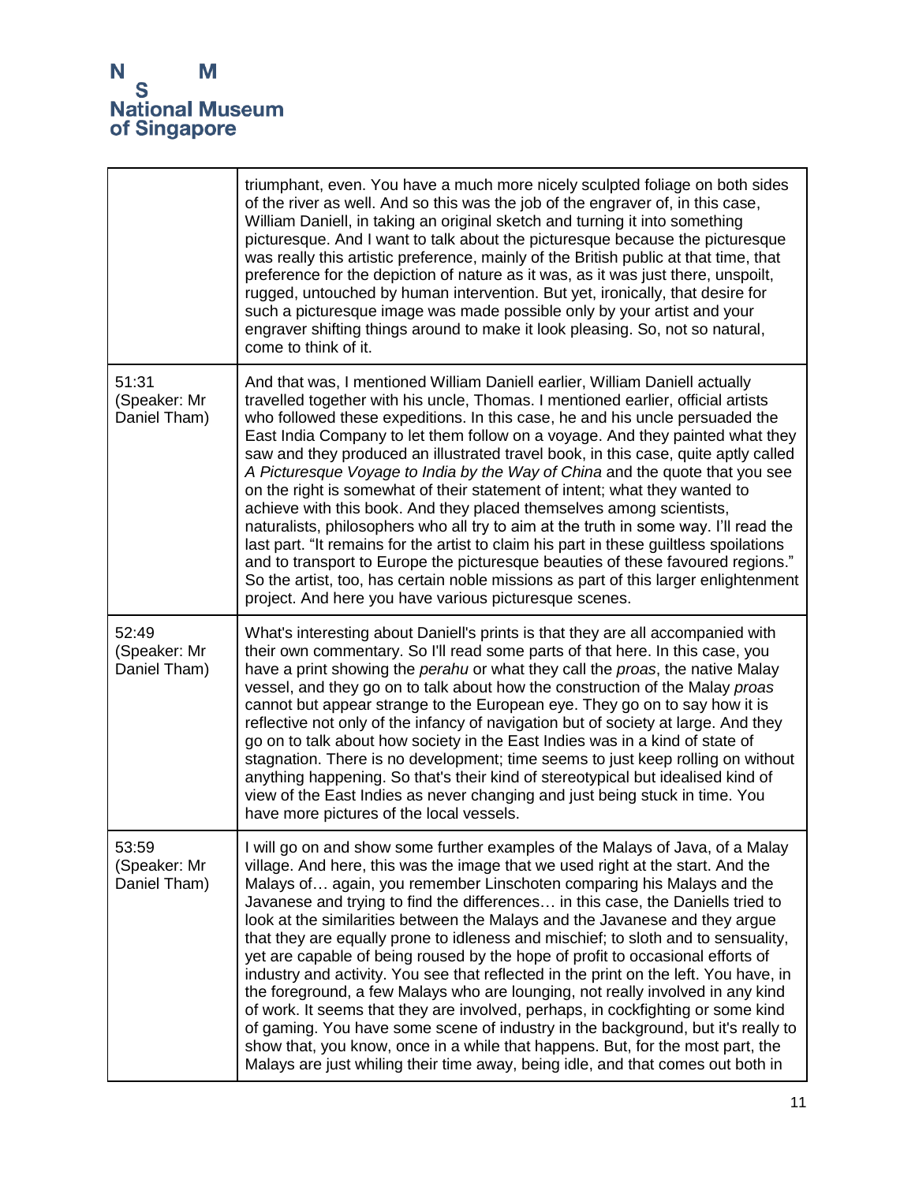| | |
|---|---|
| | triumphant, even. You have a much more nicely sculpted foliage on both sides of the river as well. And so this was the job of the engraver of, in this case, William Daniell, in taking an original sketch and turning it into something picturesque. And I want to talk about the picturesque because the picturesque was really this artistic preference, mainly of the British public at that time, that preference for the depiction of nature as it was, as it was just there, unspoilt, rugged, untouched by human intervention. But yet, ironically, that desire for such a picturesque image was made possible only by your artist and your engraver shifting things around to make it look pleasing. So, not so natural, come to think of it. |
| 51:31 (Speaker: Mr Daniel Tham) | And that was, I mentioned William Daniell earlier, William Daniell actually travelled together with his uncle, Thomas. I mentioned earlier, official artists who followed these expeditions. In this case, he and his uncle persuaded the East India Company to let them follow on a voyage. And they painted what they saw and they produced an illustrated travel book, in this case, quite aptly called *A Picturesque Voyage to India by the Way of China* and the quote that you see on the right is somewhat of their statement of intent; what they wanted to achieve with this book. And they placed themselves among scientists, naturalists, philosophers who all try to aim at the truth in some way. I'll read the last part. "It remains for the artist to claim his part in these guiltless spoilations and to transport to Europe the picturesque beauties of these favoured regions." So the artist, too, has certain noble missions as part of this larger enlightenment project. And here you have various picturesque scenes. |
| 52:49 (Speaker: Mr Daniel Tham) | What's interesting about Daniell's prints is that they are all accompanied with their own commentary. So I'll read some parts of that here. In this case, you have a print showing the *perahu* or what they call the *proas*, the native Malay vessel, and they go on to talk about how the construction of the Malay *proas* cannot but appear strange to the European eye. They go on to say how it is reflective not only of the infancy of navigation but of society at large. And they go on to talk about how society in the East Indies was in a kind of state of stagnation. There is no development; time seems to just keep rolling on without anything happening. So that's their kind of stereotypical but idealised kind of view of the East Indies as never changing and just being stuck in time. You have more pictures of the local vessels. |
| 53:59 (Speaker: Mr Daniel Tham) | I will go on and show some further examples of the Malays of Java, of a Malay village. And here, this was the image that we used right at the start. And the Malays of… again, you remember Linschoten comparing his Malays and the Javanese and trying to find the differences… in this case, the Daniells tried to look at the similarities between the Malays and the Javanese and they argue that they are equally prone to idleness and mischief; to sloth and to sensuality, yet are capable of being roused by the hope of profit to occasional efforts of industry and activity. You see that reflected in the print on the left. You have, in the foreground, a few Malays who are lounging, not really involved in any kind of work. It seems that they are involved, perhaps, in cockfighting or some kind of gaming. You have some scene of industry in the background, but it's really to show that, you know, once in a while that happens. But, for the most part, the Malays are just whiling their time away, being idle, and that comes out both in |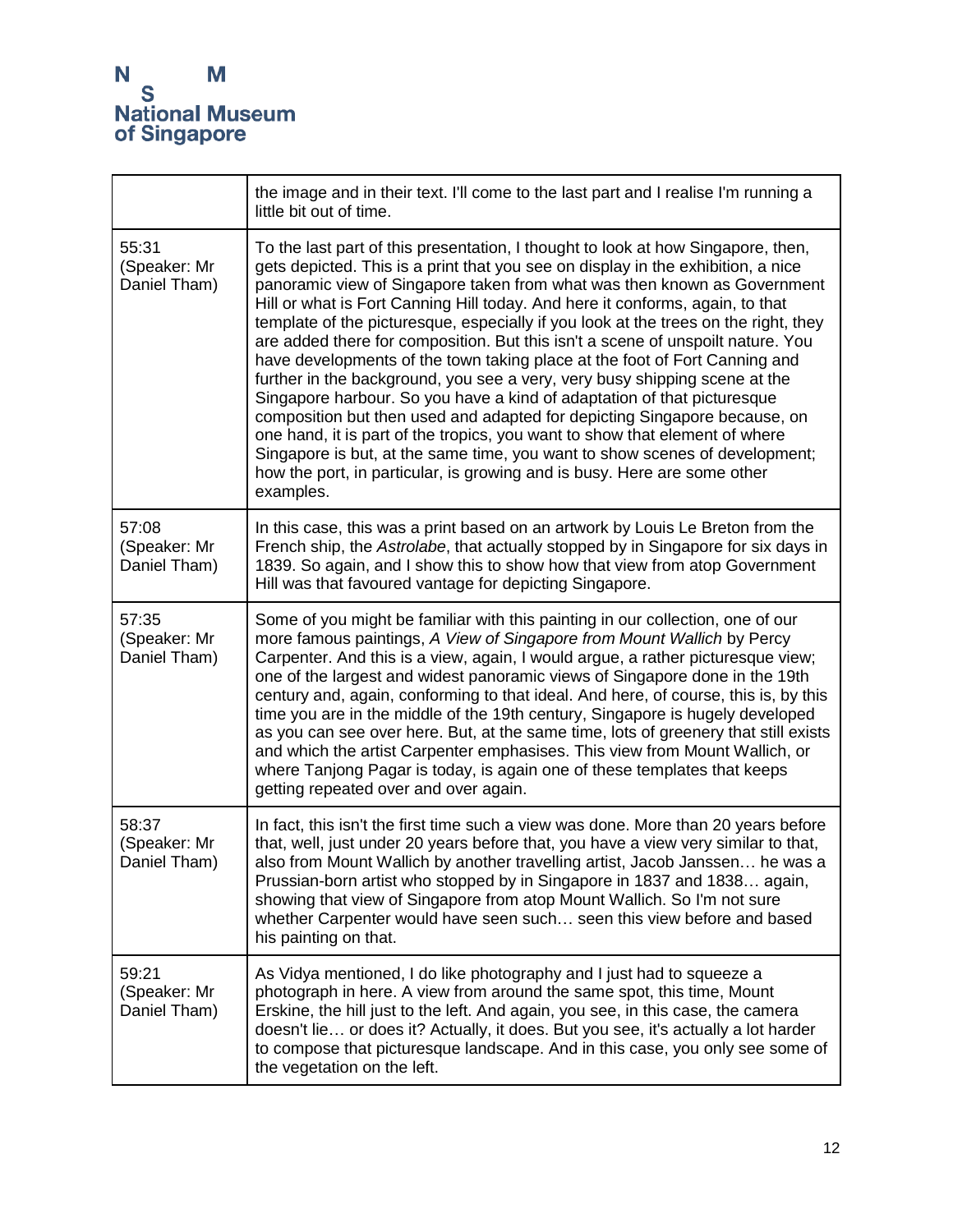| | |
|---|---|
| | the image and in their text. I'll come to the last part and I realise I'm running a little bit out of time. |
| 55:31 (Speaker: Mr Daniel Tham) | To the last part of this presentation, I thought to look at how Singapore, then, gets depicted. This is a print that you see on display in the exhibition, a nice panoramic view of Singapore taken from what was then known as Government Hill or what is Fort Canning Hill today. And here it conforms, again, to that template of the picturesque, especially if you look at the trees on the right, they are added there for composition. But this isn't a scene of unspoilt nature. You have developments of the town taking place at the foot of Fort Canning and further in the background, you see a very, very busy shipping scene at the Singapore harbour. So you have a kind of adaptation of that picturesque composition but then used and adapted for depicting Singapore because, on one hand, it is part of the tropics, you want to show that element of where Singapore is but, at the same time, you want to show scenes of development; how the port, in particular, is growing and is busy. Here are some other examples. |
| 57:08 (Speaker: Mr Daniel Tham) | In this case, this was a print based on an artwork by Louis Le Breton from the French ship, the *Astrolabe*, that actually stopped by in Singapore for six days in 1839. So again, and I show this to show how that view from atop Government Hill was that favoured vantage for depicting Singapore. |
| 57:35 (Speaker: Mr Daniel Tham) | Some of you might be familiar with this painting in our collection, one of our more famous paintings, *A View of Singapore from Mount Wallich* by Percy Carpenter. And this is a view, again, I would argue, a rather picturesque view; one of the largest and widest panoramic views of Singapore done in the 19th century and, again, conforming to that ideal. And here, of course, this is, by this time you are in the middle of the 19th century, Singapore is hugely developed as you can see over here. But, at the same time, lots of greenery that still exists and which the artist Carpenter emphasises. This view from Mount Wallich, or where Tanjong Pagar is today, is again one of these templates that keeps getting repeated over and over again. |
| 58:37 (Speaker: Mr Daniel Tham) | In fact, this isn't the first time such a view was done. More than 20 years before that, well, just under 20 years before that, you have a view very similar to that, also from Mount Wallich by another travelling artist, Jacob Janssen… he was a Prussian-born artist who stopped by in Singapore in 1837 and 1838… again, showing that view of Singapore from atop Mount Wallich. So I'm not sure whether Carpenter would have seen such… seen this view before and based his painting on that. |
| 59:21 (Speaker: Mr Daniel Tham) | As Vidya mentioned, I do like photography and I just had to squeeze a photograph in here. A view from around the same spot, this time, Mount Erskine, the hill just to the left. And again, you see, in this case, the camera doesn't lie… or does it? Actually, it does. But you see, it's actually a lot harder to compose that picturesque landscape. And in this case, you only see some of the vegetation on the left. |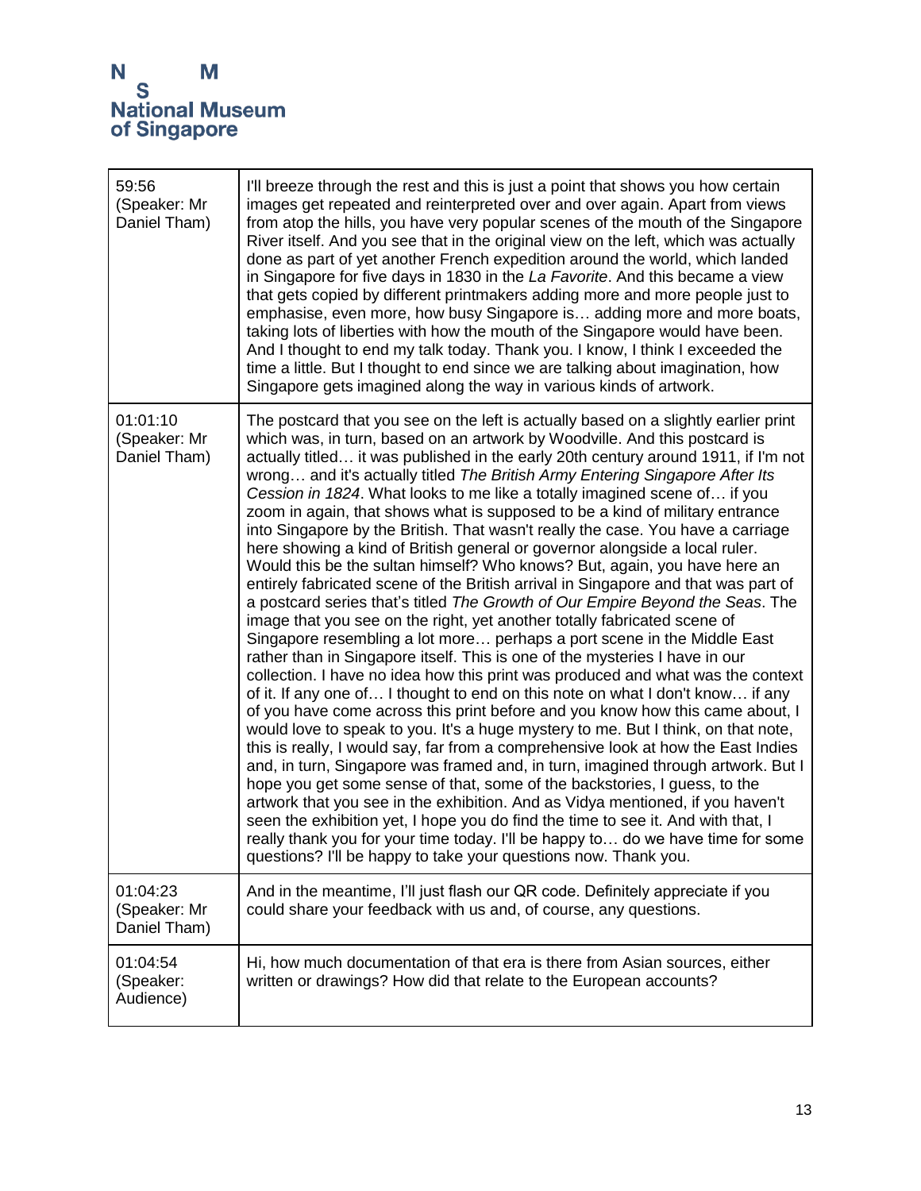| | |
|---|---|
| 59:56 (Speaker: Mr Daniel Tham) | I'll breeze through the rest and this is just a point that shows you how certain images get repeated and reinterpreted over and over again. Apart from views from atop the hills, you have very popular scenes of the mouth of the Singapore River itself. And you see that in the original view on the left, which was actually done as part of yet another French expedition around the world, which landed in Singapore for five days in 1830 in the *La Favorite*. And this became a view that gets copied by different printmakers adding more and more people just to emphasise, even more, how busy Singapore is… adding more and more boats, taking lots of liberties with how the mouth of the Singapore would have been. And I thought to end my talk today. Thank you. I know, I think I exceeded the time a little. But I thought to end since we are talking about imagination, how Singapore gets imagined along the way in various kinds of artwork. |
| 01:01:10 (Speaker: Mr Daniel Tham) | The postcard that you see on the left is actually based on a slightly earlier print which was, in turn, based on an artwork by Woodville. And this postcard is actually titled… it was published in the early 20th century around 1911, if I'm not wrong… and it's actually titled *The British Army Entering Singapore After Its Cession in 1824*. What looks to me like a totally imagined scene of… if you zoom in again, that shows what is supposed to be a kind of military entrance into Singapore by the British. That wasn't really the case. You have a carriage here showing a kind of British general or governor alongside a local ruler. Would this be the sultan himself? Who knows? But, again, you have here an entirely fabricated scene of the British arrival in Singapore and that was part of a postcard series that's titled *The Growth of Our Empire Beyond the Seas*. The image that you see on the right, yet another totally fabricated scene of Singapore resembling a lot more… perhaps a port scene in the Middle East rather than in Singapore itself. This is one of the mysteries I have in our collection. I have no idea how this print was produced and what was the context of it. If any one of… I thought to end on this note on what I don't know… if any of you have come across this print before and you know how this came about, I would love to speak to you. It's a huge mystery to me. But I think, on that note, this is really, I would say, far from a comprehensive look at how the East Indies and, in turn, Singapore was framed and, in turn, imagined through artwork. But I hope you get some sense of that, some of the backstories, I guess, to the artwork that you see in the exhibition. And as Vidya mentioned, if you haven't seen the exhibition yet, I hope you do find the time to see it. And with that, I really thank you for your time today. I'll be happy to… do we have time for some questions? I'll be happy to take your questions now. Thank you. |
| 01:04:23 (Speaker: Mr Daniel Tham) | And in the meantime, I'll just flash our QR code. Definitely appreciate if you could share your feedback with us and, of course, any questions. |
| 01:04:54 (Speaker: Audience) | Hi, how much documentation of that era is there from Asian sources, either written or drawings? How did that relate to the European accounts? |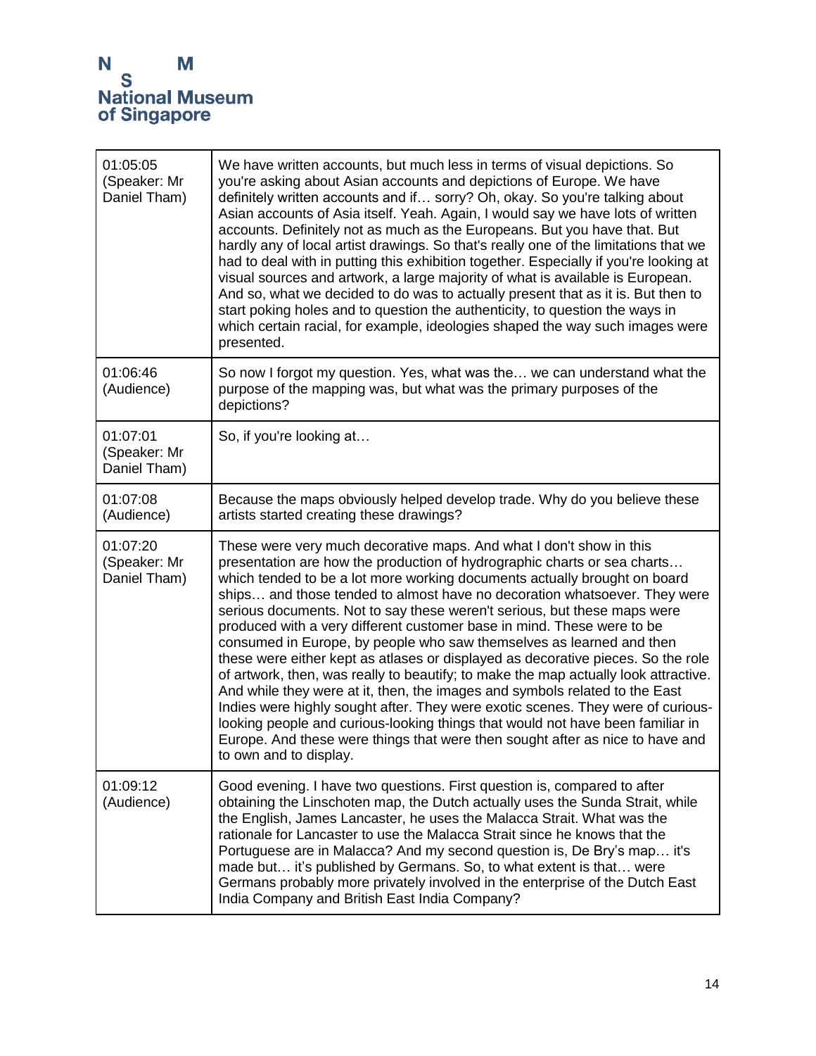| | |
|---|---|
| 01:05:05 (Speaker: Mr Daniel Tham) | We have written accounts, but much less in terms of visual depictions. So you're asking about Asian accounts and depictions of Europe. We have definitely written accounts and if… sorry? Oh, okay. So you're talking about Asian accounts of Asia itself. Yeah. Again, I would say we have lots of written accounts. Definitely not as much as the Europeans. But you have that. But hardly any of local artist drawings. So that's really one of the limitations that we had to deal with in putting this exhibition together. Especially if you're looking at visual sources and artwork, a large majority of what is available is European. And so, what we decided to do was to actually present that as it is. But then to start poking holes and to question the authenticity, to question the ways in which certain racial, for example, ideologies shaped the way such images were presented. |
| 01:06:46 (Audience) | So now I forgot my question. Yes, what was the… we can understand what the purpose of the mapping was, but what was the primary purposes of the depictions? |
| 01:07:01 (Speaker: Mr Daniel Tham) | So, if you're looking at… |
| 01:07:08 (Audience) | Because the maps obviously helped develop trade. Why do you believe these artists started creating these drawings? |
| 01:07:20 (Speaker: Mr Daniel Tham) | These were very much decorative maps. And what I don't show in this presentation are how the production of hydrographic charts or sea charts… which tended to be a lot more working documents actually brought on board ships… and those tended to almost have no decoration whatsoever. They were serious documents. Not to say these weren't serious, but these maps were produced with a very different customer base in mind. These were to be consumed in Europe, by people who saw themselves as learned and then these were either kept as atlases or displayed as decorative pieces. So the role of artwork, then, was really to beautify; to make the map actually look attractive. And while they were at it, then, the images and symbols related to the East Indies were highly sought after. They were exotic scenes. They were of curious-looking people and curious-looking things that would not have been familiar in Europe. And these were things that were then sought after as nice to have and to own and to display. |
| 01:09:12 (Audience) | Good evening. I have two questions. First question is, compared to after obtaining the Linschoten map, the Dutch actually uses the Sunda Strait, while the English, James Lancaster, he uses the Malacca Strait. What was the rationale for Lancaster to use the Malacca Strait since he knows that the Portuguese are in Malacca? And my second question is, De Bry's map… it's made but… it's published by Germans. So, to what extent is that… were Germans probably more privately involved in the enterprise of the Dutch East India Company and British East India Company? |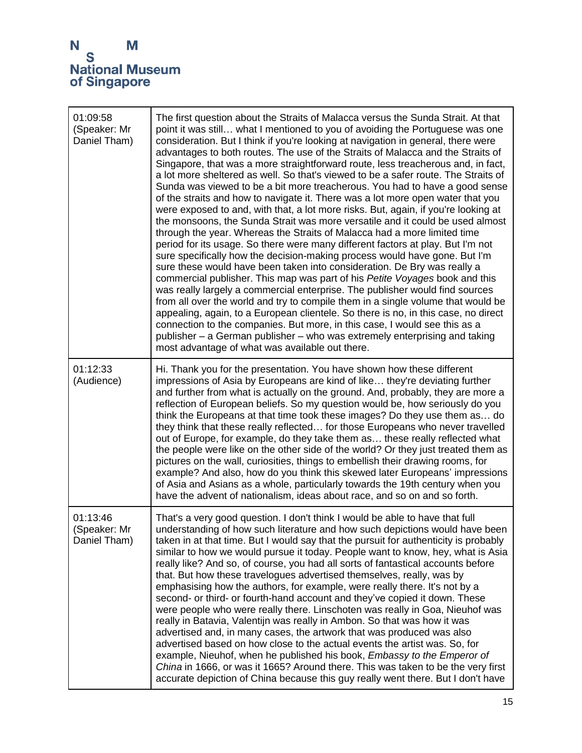| | |
|---|---|
| 01:09:58 (Speaker: Mr Daniel Tham) | The first question about the Straits of Malacca versus the Sunda Strait. At that point it was still… what I mentioned to you of avoiding the Portuguese was one consideration. But I think if you're looking at navigation in general, there were advantages to both routes. The use of the Straits of Malacca and the Straits of Singapore, that was a more straightforward route, less treacherous and, in fact, a lot more sheltered as well. So that's viewed to be a safer route. The Straits of Sunda was viewed to be a bit more treacherous. You had to have a good sense of the straits and how to navigate it. There was a lot more open water that you were exposed to and, with that, a lot more risks. But, again, if you're looking at the monsoons, the Sunda Strait was more versatile and it could be used almost through the year. Whereas the Straits of Malacca had a more limited time period for its usage. So there were many different factors at play. But I'm not sure specifically how the decision-making process would have gone. But I'm sure these would have been taken into consideration. De Bry was really a commercial publisher. This map was part of his *Petite Voyages* book and this was really largely a commercial enterprise. The publisher would find sources from all over the world and try to compile them in a single volume that would be appealing, again, to a European clientele. So there is no, in this case, no direct connection to the companies. But more, in this case, I would see this as a publisher – a German publisher – who was extremely enterprising and taking most advantage of what was available out there. |
| 01:12:33 (Audience) | Hi. Thank you for the presentation. You have shown how these different impressions of Asia by Europeans are kind of like… they're deviating further and further from what is actually on the ground. And, probably, they are more a reflection of European beliefs. So my question would be, how seriously do you think the Europeans at that time took these images? Do they use them as… do they think that these really reflected… for those Europeans who never travelled out of Europe, for example, do they take them as… these really reflected what the people were like on the other side of the world? Or they just treated them as pictures on the wall, curiosities, things to embellish their drawing rooms, for example? And also, how do you think this skewed later Europeans' impressions of Asia and Asians as a whole, particularly towards the 19th century when you have the advent of nationalism, ideas about race, and so on and so forth. |
| 01:13:46 (Speaker: Mr Daniel Tham) | That's a very good question. I don't think I would be able to have that full understanding of how such literature and how such depictions would have been taken in at that time. But I would say that the pursuit for authenticity is probably similar to how we would pursue it today. People want to know, hey, what is Asia really like? And so, of course, you had all sorts of fantastical accounts before that. But how these travelogues advertised themselves, really, was by emphasising how the authors, for example, were really there. It's not by a second- or third- or fourth-hand account and they've copied it down. These were people who were really there. Linschoten was really in Goa, Nieuhof was really in Batavia, Valentijn was really in Ambon. So that was how it was advertised and, in many cases, the artwork that was produced was also advertised based on how close to the actual events the artist was. So, for example, Nieuhof, when he published his book, *Embassy to the Emperor of China* in 1666, or was it 1665? Around there. This was taken to be the very first accurate depiction of China because this guy really went there. But I don't have |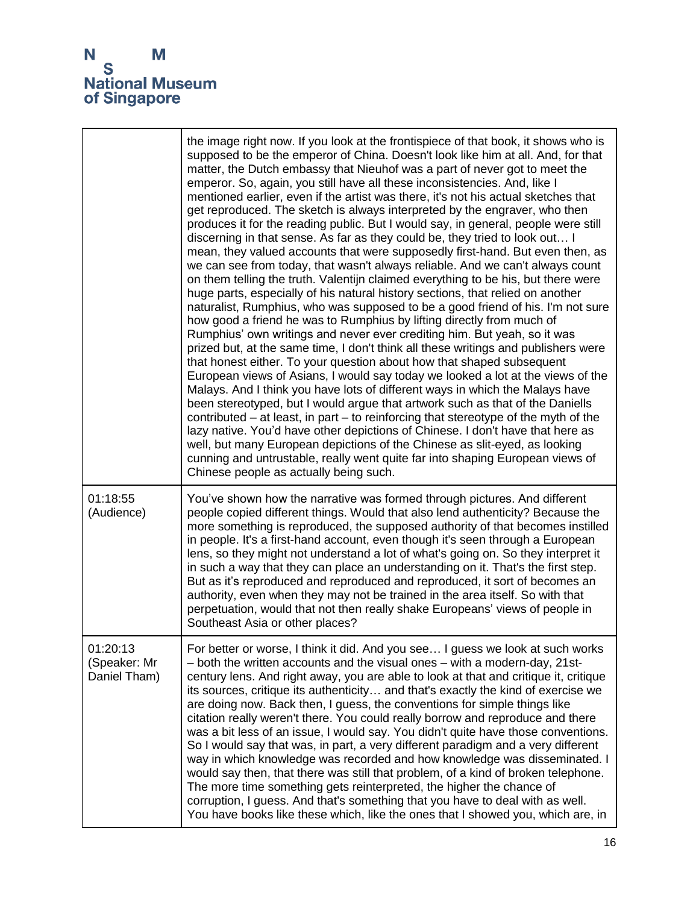| | |
|---|---|
| | the image right now. If you look at the frontispiece of that book, it shows who is supposed to be the emperor of China. Doesn't look like him at all. And, for that matter, the Dutch embassy that Nieuhof was a part of never got to meet the emperor. So, again, you still have all these inconsistencies. And, like I mentioned earlier, even if the artist was there, it's not his actual sketches that get reproduced. The sketch is always interpreted by the engraver, who then produces it for the reading public. But I would say, in general, people were still discerning in that sense. As far as they could be, they tried to look out… I mean, they valued accounts that were supposedly first-hand. But even then, as we can see from today, that wasn't always reliable. And we can't always count on them telling the truth. Valentijn claimed everything to be his, but there were huge parts, especially of his natural history sections, that relied on another naturalist, Rumphius, who was supposed to be a good friend of his. I'm not sure how good a friend he was to Rumphius by lifting directly from much of Rumphius' own writings and never ever crediting him. But yeah, so it was prized but, at the same time, I don't think all these writings and publishers were that honest either. To your question about how that shaped subsequent European views of Asians, I would say today we looked a lot at the views of the Malays. And I think you have lots of different ways in which the Malays have been stereotyped, but I would argue that artwork such as that of the Daniells contributed – at least, in part – to reinforcing that stereotype of the myth of the lazy native. You'd have other depictions of Chinese. I don't have that here as well, but many European depictions of the Chinese as slit-eyed, as looking cunning and untrustable, really went quite far into shaping European views of Chinese people as actually being such. |
| 01:18:55 (Audience) | You've shown how the narrative was formed through pictures. And different people copied different things. Would that also lend authenticity? Because the more something is reproduced, the supposed authority of that becomes instilled in people. It's a first-hand account, even though it's seen through a European lens, so they might not understand a lot of what's going on. So they interpret it in such a way that they can place an understanding on it. That's the first step. But as it's reproduced and reproduced and reproduced, it sort of becomes an authority, even when they may not be trained in the area itself. So with that perpetuation, would that not then really shake Europeans' views of people in Southeast Asia or other places? |
| 01:20:13 (Speaker: Mr Daniel Tham) | For better or worse, I think it did. And you see… I guess we look at such works – both the written accounts and the visual ones – with a modern-day, 21st-century lens. And right away, you are able to look at that and critique it, critique its sources, critique its authenticity… and that's exactly the kind of exercise we are doing now. Back then, I guess, the conventions for simple things like citation really weren't there. You could really borrow and reproduce and there was a bit less of an issue, I would say. You didn't quite have those conventions. So I would say that was, in part, a very different paradigm and a very different way in which knowledge was recorded and how knowledge was disseminated. I would say then, that there was still that problem, of a kind of broken telephone. The more time something gets reinterpreted, the higher the chance of corruption, I guess. And that's something that you have to deal with as well. You have books like these which, like the ones that I showed you, which are, in |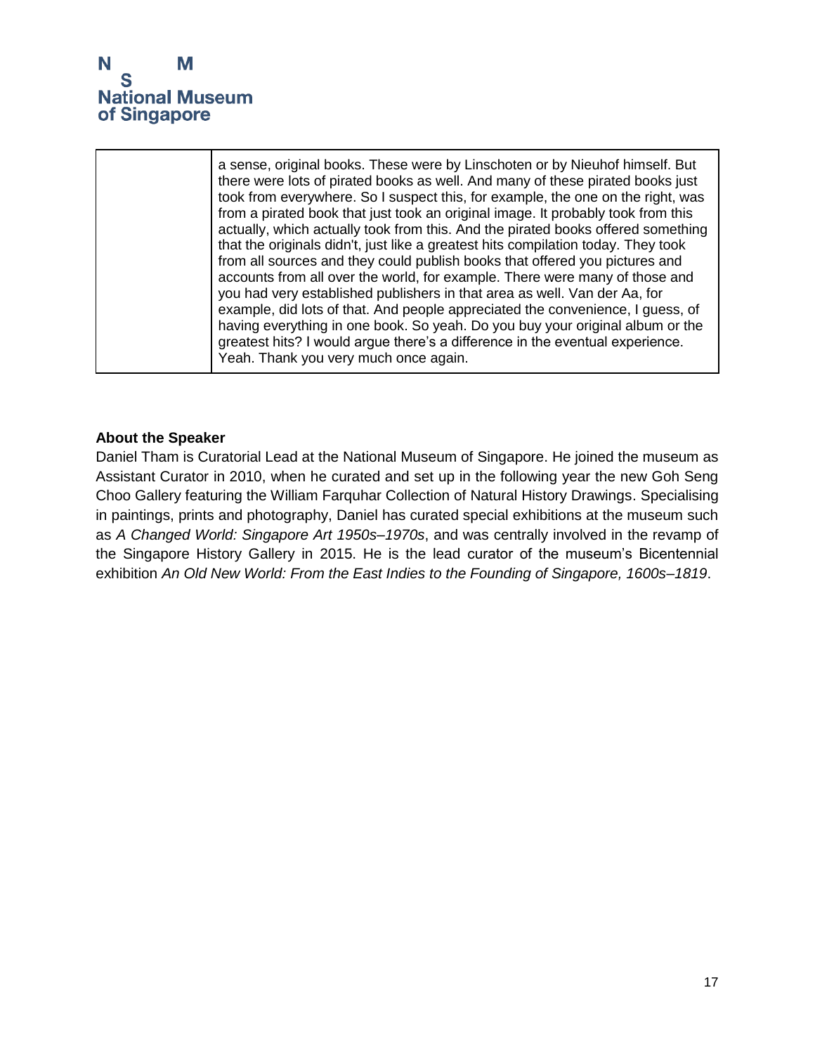| | |
|---|---|
| | a sense, original books. These were by Linschoten or by Nieuhof himself. But there were lots of pirated books as well. And many of these pirated books just took from everywhere. So I suspect this, for example, the one on the right, was from a pirated book that just took an original image. It probably took from this actually, which actually took from this. And the pirated books offered something that the originals didn't, just like a greatest hits compilation today. They took from all sources and they could publish books that offered you pictures and accounts from all over the world, for example. There were many of those and you had very established publishers in that area as well. Van der Aa, for example, did lots of that. And people appreciated the convenience, I guess, of having everything in one book. So yeah. Do you buy your original album or the greatest hits? I would argue there's a difference in the eventual experience. Yeah. Thank you very much once again. |

**About the Speaker**

Daniel Tham is Curatorial Lead at the National Museum of Singapore. He joined the museum as Assistant Curator in 2010, when he curated and set up in the following year the new Goh Seng Choo Gallery featuring the William Farquhar Collection of Natural History Drawings. Specialising in paintings, prints and photography, Daniel has curated special exhibitions at the museum such as *A Changed World: Singapore Art 1950s–1970s*, and was centrally involved in the revamp of the Singapore History Gallery in 2015. He is the lead curator of the museum's Bicentennial exhibition *An Old New World: From the East Indies to the Founding of Singapore, 1600s–1819*.